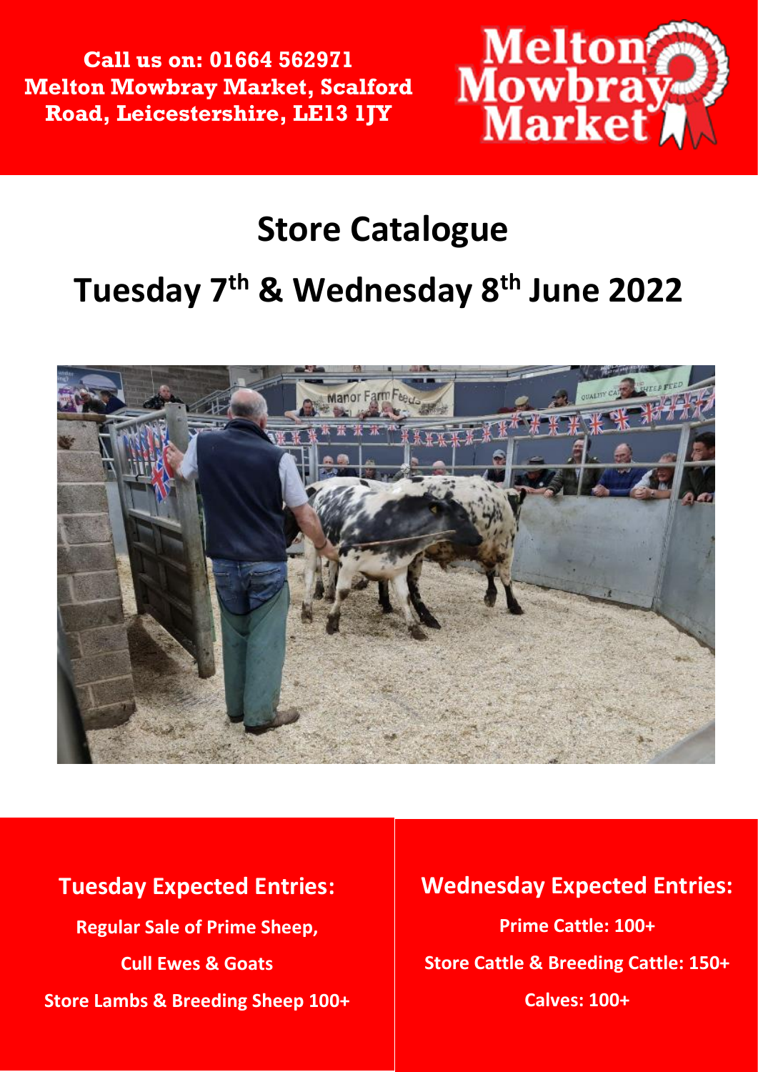**Call us on: 01664 562971**
**Melton Mowbray Market, Scalford Road, Leicestershire, LE13 1JY**

Melton Mowbray Market

# Store Catalogue

# Tuesday 7th & Wednesday 8th June 2022

## Tuesday Expected Entries:

**Regular Sale of Prime Sheep,**

**Cull Ewes & Goats**

**Store Lambs & Breeding Sheep 100+**

## Wednesday Expected Entries:

**Prime Cattle: 100+**

**Store Cattle & Breeding Cattle: 150+**

**Calves: 100+**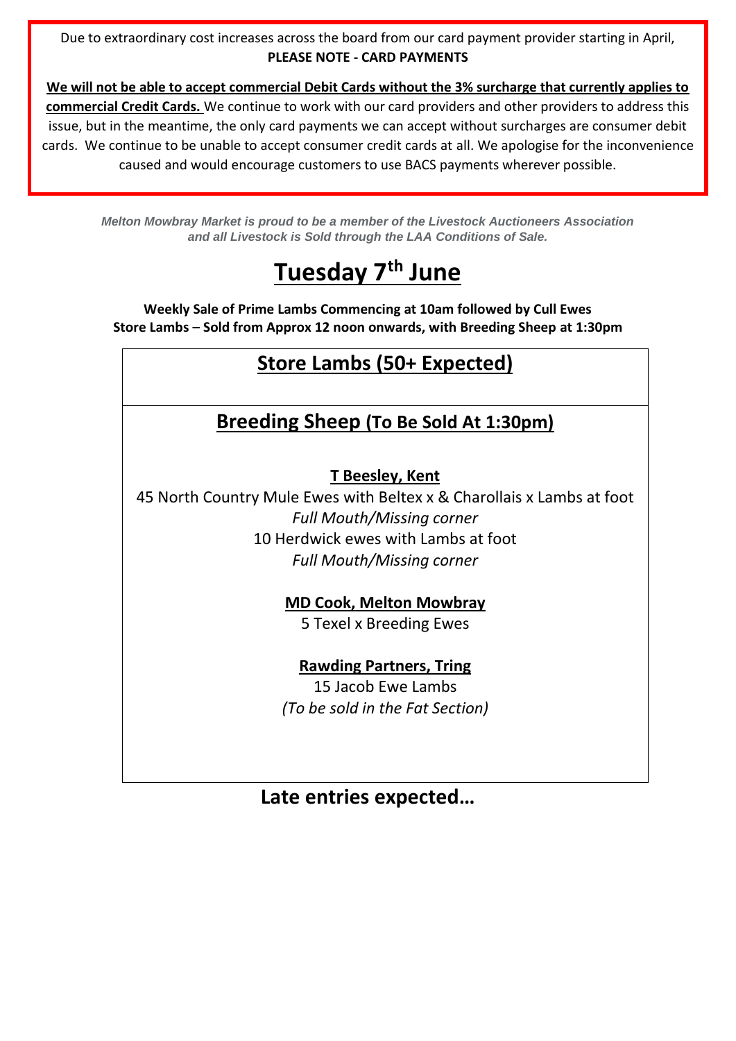Due to extraordinary cost increases across the board from our card payment provider starting in April,
**PLEASE NOTE - CARD PAYMENTS**

**We will not be able to accept commercial Debit Cards without the 3% surcharge that currently applies to commercial Credit Cards.** We continue to work with our card providers and other providers to address this issue, but in the meantime, the only card payments we can accept without surcharges are consumer debit cards. We continue to be unable to accept consumer credit cards at all. We apologise for the inconvenience caused and would encourage customers to use BACS payments wherever possible.

*Melton Mowbray Market is proud to be a member of the Livestock Auctioneers Association and all Livestock is Sold through the LAA Conditions of Sale.*

# Tuesday 7th June

**Weekly Sale of Prime Lambs Commencing at 10am followed by Cull Ewes**
**Store Lambs – Sold from Approx 12 noon onwards, with Breeding Sheep at 1:30pm**

## Store Lambs (50+ Expected)

## Breeding Sheep (To Be Sold At 1:30pm)

**T Beesley, Kent**
45 North Country Mule Ewes with Beltex x & Charollais x Lambs at foot
*Full Mouth/Missing corner*
10 Herdwick ewes with Lambs at foot
*Full Mouth/Missing corner*

**MD Cook, Melton Mowbray**
5 Texel x Breeding Ewes

**Rawding Partners, Tring**
15 Jacob Ewe Lambs
*(To be sold in the Fat Section)*

**Late entries expected…**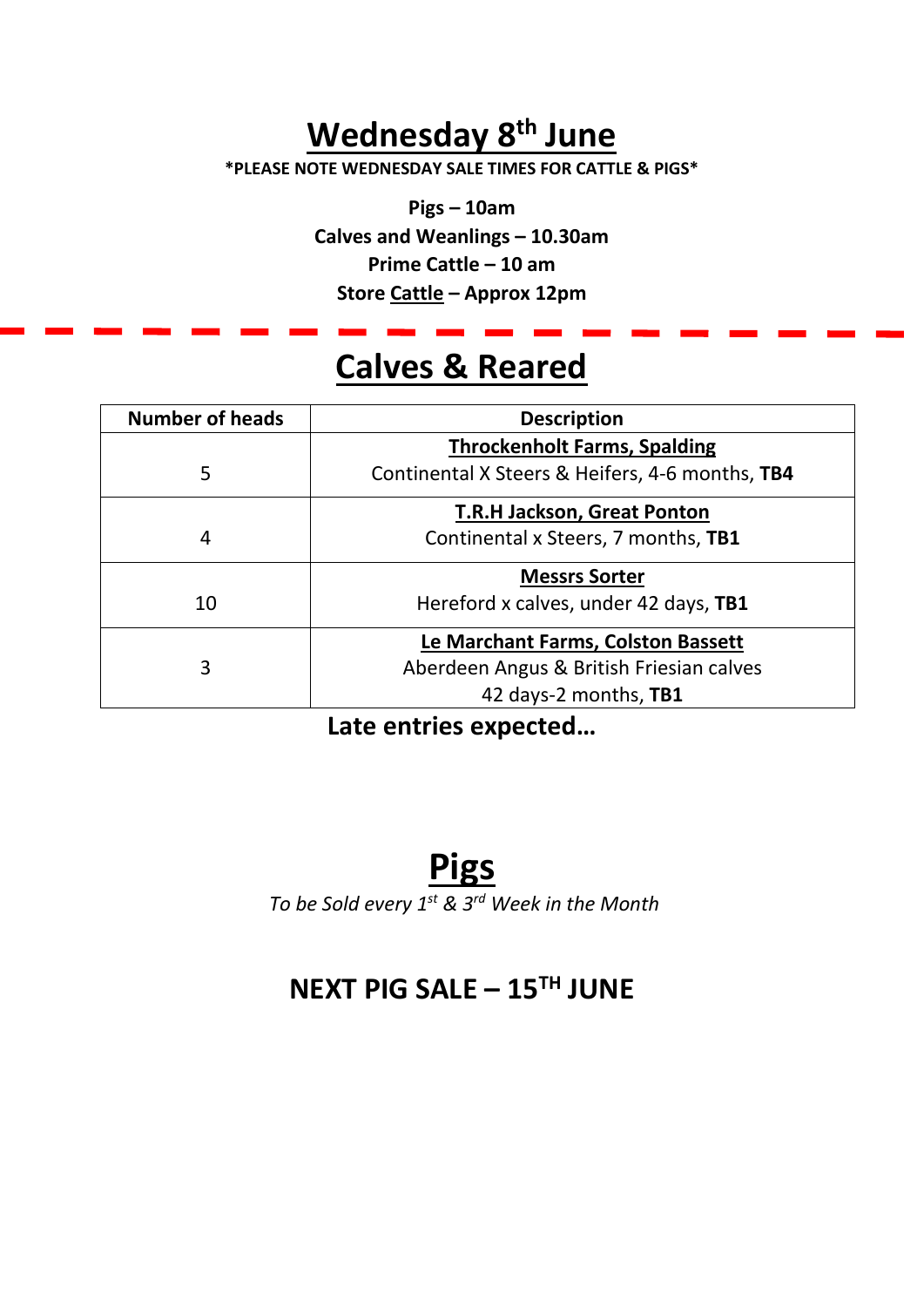# Wednesday 8th June

**\*PLEASE NOTE WEDNESDAY SALE TIMES FOR CATTLE & PIGS\***

**Pigs – 10am**
**Calves and Weanlings – 10.30am**
**Prime Cattle – 10 am**
**Store Cattle – Approx 12pm**

---

# Calves & Reared

| Number of heads | Description |
| --- | --- |
| 5 | **Throckenholt Farms, Spalding**<br>Continental X Steers & Heifers, 4-6 months, **TB4** |
| 4 | **T.R.H Jackson, Great Ponton**<br>Continental x Steers, 7 months, **TB1** |
| 10 | **Messrs Sorter**<br>Hereford x calves, under 42 days, **TB1** |
| 3 | **Le Marchant Farms, Colston Bassett**<br>Aberdeen Angus & British Friesian calves<br>42 days-2 months, **TB1** |

**Late entries expected…**

# Pigs

*To be Sold every 1st & 3rd Week in the Month*

## NEXT PIG SALE – 15TH JUNE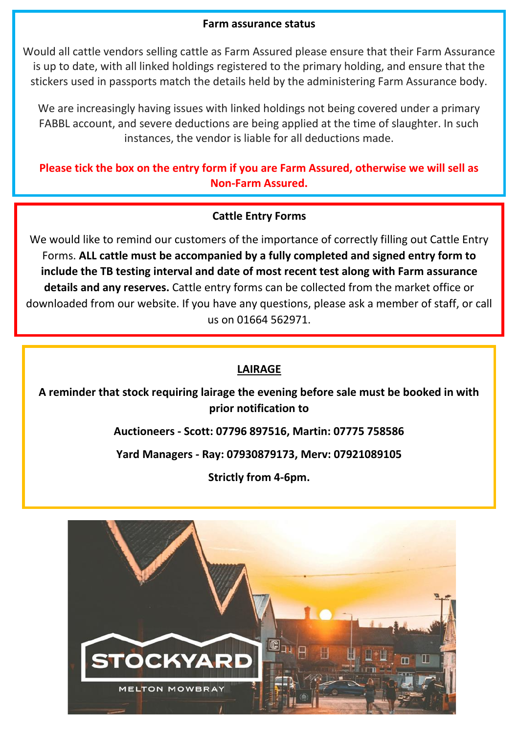## Farm assurance status

Would all cattle vendors selling cattle as Farm Assured please ensure that their Farm Assurance is up to date, with all linked holdings registered to the primary holding, and ensure that the stickers used in passports match the details held by the administering Farm Assurance body.

We are increasingly having issues with linked holdings not being covered under a primary FABBL account, and severe deductions are being applied at the time of slaughter. In such instances, the vendor is liable for all deductions made.

**Please tick the box on the entry form if you are Farm Assured, otherwise we will sell as Non-Farm Assured.**

## Cattle Entry Forms

We would like to remind our customers of the importance of correctly filling out Cattle Entry Forms. **ALL cattle must be accompanied by a fully completed and signed entry form to include the TB testing interval and date of most recent test along with Farm assurance details and any reserves.** Cattle entry forms can be collected from the market office or downloaded from our website. If you have any questions, please ask a member of staff, or call us on 01664 562971.

## LAIRAGE

**A reminder that stock requiring lairage the evening before sale must be booked in with prior notification to**

**Auctioneers - Scott: 07796 897516, Martin: 07775 758586**

**Yard Managers - Ray: 07930879173, Merv: 07921089105**

**Strictly from 4-6pm.**

STOCKYARD

MELTON MOWBRAY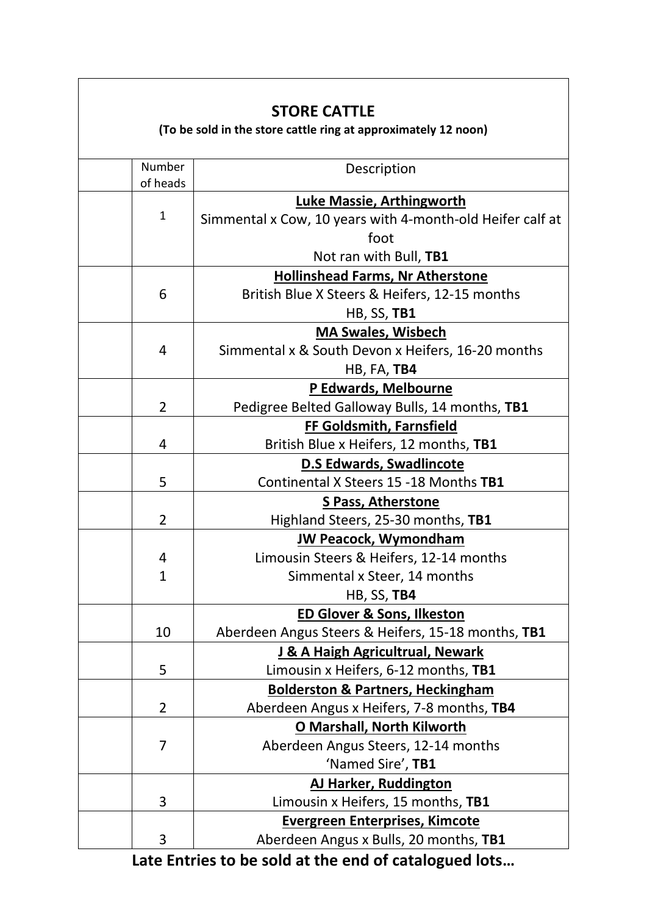## STORE CATTLE

**(To be sold in the store cattle ring at approximately 12 noon)**

| | Number of heads | Description |
|---|---|---|
| | 1 | **Luke Massie, Arthingworth**<br>Simmental x Cow, 10 years with 4-month-old Heifer calf at foot<br>Not ran with Bull, **TB1** |
| | 6 | **Hollinshead Farms, Nr Atherstone**<br>British Blue X Steers & Heifers, 12-15 months<br>HB, SS, **TB1** |
| | 4 | **MA Swales, Wisbech**<br>Simmental x & South Devon x Heifers, 16-20 months<br>HB, FA, **TB4** |
| | 2 | **P Edwards, Melbourne**<br>Pedigree Belted Galloway Bulls, 14 months, **TB1** |
| | 4 | **FF Goldsmith, Farnsfield**<br>British Blue x Heifers, 12 months, **TB1** |
| | 5 | **D.S Edwards, Swadlincote**<br>Continental X Steers 15 -18 Months **TB1** |
| | 2 | **S Pass, Atherstone**<br>Highland Steers, 25-30 months, **TB1** |
| | 4<br>1 | **JW Peacock, Wymondham**<br>Limousin Steers & Heifers, 12-14 months<br>Simmental x Steer, 14 months<br>HB, SS, **TB4** |
| | 10 | **ED Glover & Sons, Ilkeston**<br>Aberdeen Angus Steers & Heifers, 15-18 months, **TB1** |
| | 5 | **J & A Haigh Agricultrual, Newark**<br>Limousin x Heifers, 6-12 months, **TB1** |
| | 2 | **Bolderston & Partners, Heckingham**<br>Aberdeen Angus x Heifers, 7-8 months, **TB4** |
| | 7 | **O Marshall, North Kilworth**<br>Aberdeen Angus Steers, 12-14 months<br>'Named Sire', **TB1** |
| | 3 | **AJ Harker, Ruddington**<br>Limousin x Heifers, 15 months, **TB1** |
| | 3 | **Evergreen Enterprises, Kimcote**<br>Aberdeen Angus x Bulls, 20 months, **TB1** |

**Late Entries to be sold at the end of catalogued lots…**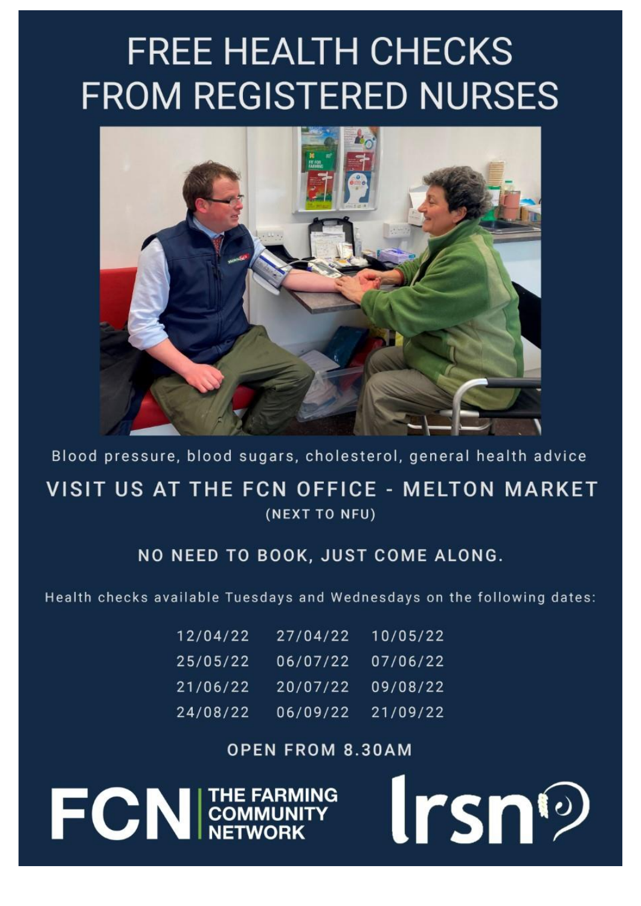# FREE HEALTH CHECKS FROM REGISTERED NURSES

Blood pressure, blood sugars, cholesterol, general health advice

## VISIT US AT THE FCN OFFICE - MELTON MARKET

(NEXT TO NFU)

**NO NEED TO BOOK, JUST COME ALONG.**

Health checks available Tuesdays and Wednesdays on the following dates:

| | | |
|---|---|---|
| 12/04/22 | 27/04/22 | 10/05/22 |
| 25/05/22 | 06/07/22 | 07/06/22 |
| 21/06/22 | 20/07/22 | 09/08/22 |
| 24/08/22 | 06/09/22 | 21/09/22 |

**OPEN FROM 8.30AM**

FCN | THE FARMING COMMUNITY NETWORK

lrsn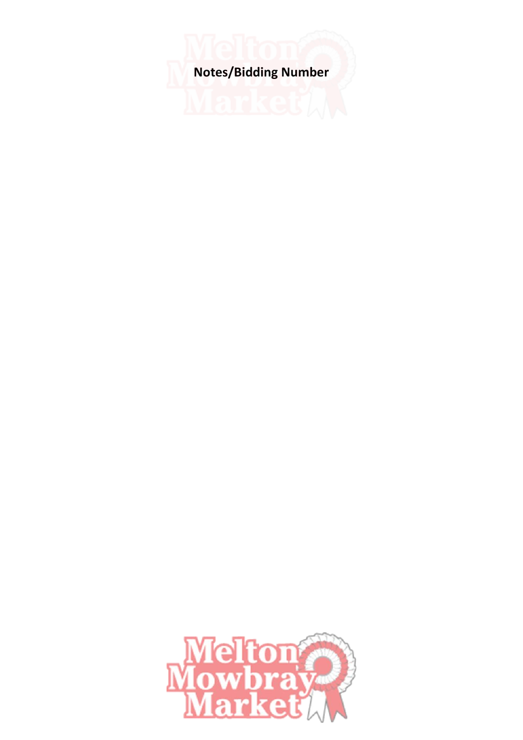**Notes/Bidding Number**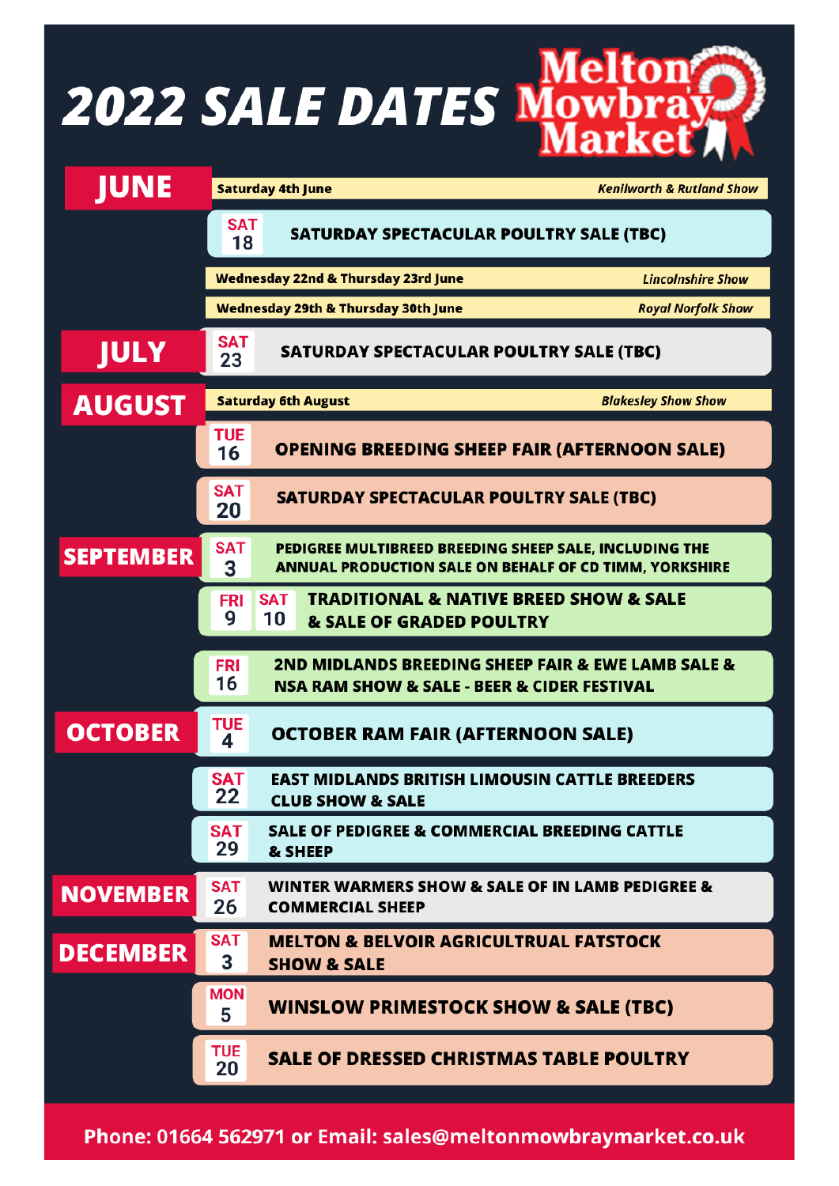# 2022 SALE DATES

Melton Mowbray Market

## JUNE

**Saturday 4th June** — *Kenilworth & Rutland Show*

**SAT 18** — **SATURDAY SPECTACULAR POULTRY SALE (TBC)**

**Wednesday 22nd & Thursday 23rd June** — *Lincolnshire Show*

**Wednesday 29th & Thursday 30th June** — *Royal Norfolk Show*

## JULY

**SAT 23** — **SATURDAY SPECTACULAR POULTRY SALE (TBC)**

## AUGUST

**Saturday 6th August** — *Blakesley Show Show*

**TUE 16** — **OPENING BREEDING SHEEP FAIR (AFTERNOON SALE)**

**SAT 20** — **SATURDAY SPECTACULAR POULTRY SALE (TBC)**

## SEPTEMBER

**SAT 3** — **PEDIGREE MULTIBREED BREEDING SHEEP SALE, INCLUDING THE ANNUAL PRODUCTION SALE ON BEHALF OF CD TIMM, YORKSHIRE**

**FRI 9 SAT 10** — **TRADITIONAL & NATIVE BREED SHOW & SALE & SALE OF GRADED POULTRY**

**FRI 16** — **2ND MIDLANDS BREEDING SHEEP FAIR & EWE LAMB SALE & NSA RAM SHOW & SALE - BEER & CIDER FESTIVAL**

## OCTOBER

**TUE 4** — **OCTOBER RAM FAIR (AFTERNOON SALE)**

**SAT 22** — **EAST MIDLANDS BRITISH LIMOUSIN CATTLE BREEDERS CLUB SHOW & SALE**

**SAT 29** — **SALE OF PEDIGREE & COMMERCIAL BREEDING CATTLE & SHEEP**

## NOVEMBER

**SAT 26** — **WINTER WARMERS SHOW & SALE OF IN LAMB PEDIGREE & COMMERCIAL SHEEP**

## DECEMBER

**SAT 3** — **MELTON & BELVOIR AGRICULTRUAL FATSTOCK SHOW & SALE**

**MON 5** — **WINSLOW PRIMESTOCK SHOW & SALE (TBC)**

**TUE 20** — **SALE OF DRESSED CHRISTMAS TABLE POULTRY**

**Phone: 01664 562971 or Email: sales@meltonmowbraymarket.co.uk**